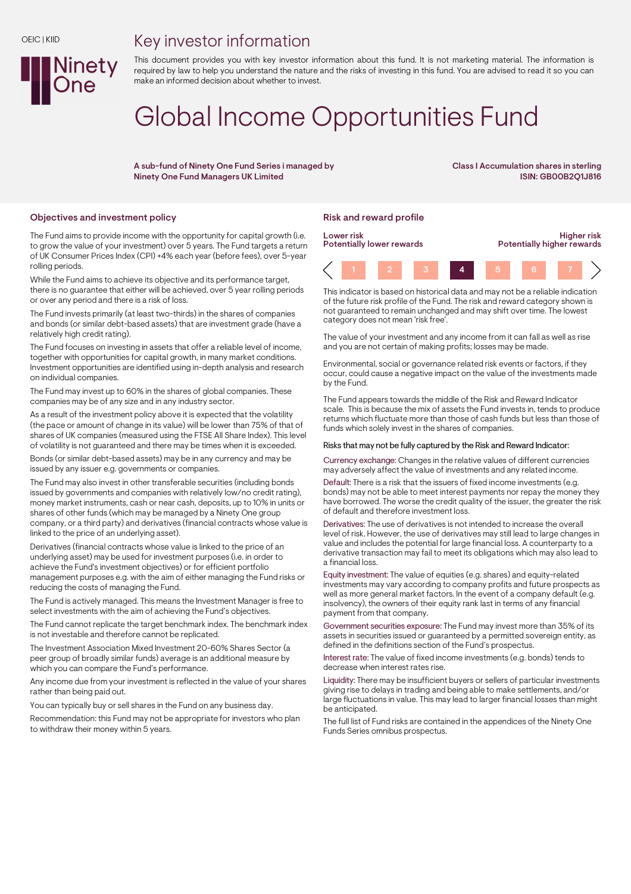OEIC | KIID

# Key investor information

This document provides you with key investor information about this fund. It is not marketing material. The information is required by law to help you understand the nature and the risks of investing in this fund. You are advised to read it so you can make an informed decision about whether to invest.

# Global Income Opportunities Fund

**A sub-fund of Ninety One Fund Series i managed by Ninety One Fund Managers UK Limited**

**Class I Accumulation shares in sterling**
**ISIN: GB00B2Q1J816**

## Objectives and investment policy

The Fund aims to provide income with the opportunity for capital growth (i.e. to grow the value of your investment) over 5 years. The Fund targets a return of UK Consumer Prices Index (CPI) +4% each year (before fees), over 5-year rolling periods.

While the Fund aims to achieve its objective and its performance target, there is no guarantee that either will be achieved, over 5 year rolling periods or over any period and there is a risk of loss.

The Fund invests primarily (at least two-thirds) in the shares of companies and bonds (or similar debt-based assets) that are investment grade (have a relatively high credit rating).

The Fund focuses on investing in assets that offer a reliable level of income, together with opportunities for capital growth, in many market conditions. Investment opportunities are identified using in-depth analysis and research on individual companies.

The Fund may invest up to 60% in the shares of global companies. These companies may be of any size and in any industry sector.

As a result of the investment policy above it is expected that the volatility (the pace or amount of change in its value) will be lower than 75% of that of shares of UK companies (measured using the FTSE All Share Index). This level of volatility is not guaranteed and there may be times when it is exceeded.

Bonds (or similar debt-based assets) may be in any currency and may be issued by any issuer e.g. governments or companies.

The Fund may also invest in other transferable securities (including bonds issued by governments and companies with relatively low/no credit rating), money market instruments, cash or near cash, deposits, up to 10% in units or shares of other funds (which may be managed by a Ninety One group company, or a third party) and derivatives (financial contracts whose value is linked to the price of an underlying asset).

Derivatives (financial contracts whose value is linked to the price of an underlying asset) may be used for investment purposes (i.e. in order to achieve the Fund's investment objectives) or for efficient portfolio management purposes e.g. with the aim of either managing the Fund risks or reducing the costs of managing the Fund.

The Fund is actively managed. This means the Investment Manager is free to select investments with the aim of achieving the Fund's objectives.

The Fund cannot replicate the target benchmark index. The benchmark index is not investable and therefore cannot be replicated.

The Investment Association Mixed Investment 20-60% Shares Sector (a peer group of broadly similar funds) average is an additional measure by which you can compare the Fund's performance.

Any income due from your investment is reflected in the value of your shares rather than being paid out.

You can typically buy or sell shares in the Fund on any business day.

Recommendation: this Fund may not be appropriate for investors who plan to withdraw their money within 5 years.

## Risk and reward profile

| Lower risk<br>Potentially lower rewards | | | | | | Higher risk<br>Potentially higher rewards |
|---|---|---|---|---|---|---|
| 1 | 2 | 3 | **4** | 5 | 6 | 7 |

This indicator is based on historical data and may not be a reliable indication of the future risk profile of the Fund. The risk and reward category shown is not guaranteed to remain unchanged and may shift over time. The lowest category does not mean 'risk free'.

The value of your investment and any income from it can fall as well as rise and you are not certain of making profits; losses may be made.

Environmental, social or governance related risk events or factors, if they occur, could cause a negative impact on the value of the investments made by the Fund.

The Fund appears towards the middle of the Risk and Reward Indicator scale. This is because the mix of assets the Fund invests in, tends to produce returns which fluctuate more than those of cash funds but less than those of funds which solely invest in the shares of companies.

Risks that may not be fully captured by the Risk and Reward Indicator:

Currency exchange: Changes in the relative values of different currencies may adversely affect the value of investments and any related income.

Default: There is a risk that the issuers of fixed income investments (e.g. bonds) may not be able to meet interest payments nor repay the money they have borrowed. The worse the credit quality of the issuer, the greater the risk of default and therefore investment loss.

Derivatives: The use of derivatives is not intended to increase the overall level of risk. However, the use of derivatives may still lead to large changes in value and includes the potential for large financial loss. A counterparty to a derivative transaction may fail to meet its obligations which may also lead to a financial loss.

Equity investment: The value of equities (e.g. shares) and equity-related investments may vary according to company profits and future prospects as well as more general market factors. In the event of a company default (e.g. insolvency), the owners of their equity rank last in terms of any financial payment from that company.

Government securities exposure: The Fund may invest more than 35% of its assets in securities issued or guaranteed by a permitted sovereign entity, as defined in the definitions section of the Fund's prospectus.

Interest rate: The value of fixed income investments (e.g. bonds) tends to decrease when interest rates rise.

Liquidity: There may be insufficient buyers or sellers of particular investments giving rise to delays in trading and being able to make settlements, and/or large fluctuations in value. This may lead to larger financial losses than might be anticipated.

The full list of Fund risks are contained in the appendices of the Ninety One Funds Series omnibus prospectus.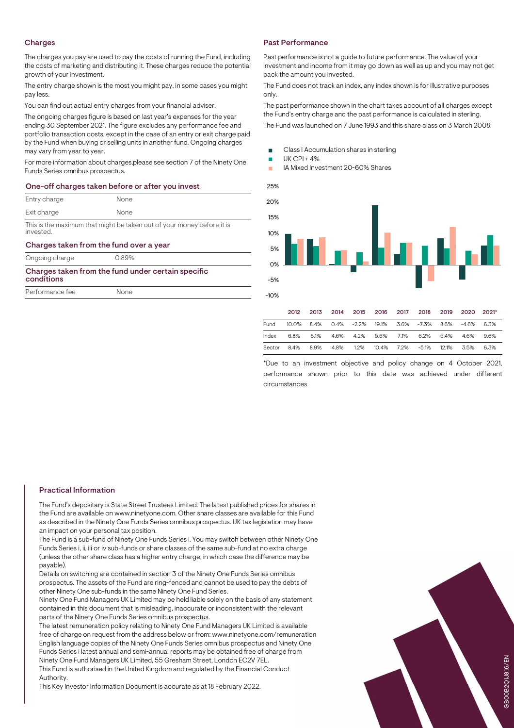## Charges

The charges you pay are used to pay the costs of running the Fund, including the costs of marketing and distributing it. These charges reduce the potential growth of your investment.

The entry charge shown is the most you might pay, in some cases you might pay less.

You can find out actual entry charges from your financial adviser.

The ongoing charges figure is based on last year's expenses for the year ending 30 September 2021. The figure excludes any performance fee and portfolio transaction costs, except in the case of an entry or exit charge paid by the Fund when buying or selling units in another fund. Ongoing charges may vary from year to year.

For more information about charges,please see section 7 of the Ninety One Funds Series omnibus prospectus.

### One-off charges taken before or after you invest

| | |
|---|---|
| Entry charge | None |
| Exit charge | None |

This is the maximum that might be taken out of your money before it is invested.

### Charges taken from the fund over a year

| | |
|---|---|
| Ongoing charge | 0.89% |

### Charges taken from the fund under certain specific conditions

| | |
|---|---|
| Performance fee | None |

## Past Performance

Past performance is not a guide to future performance. The value of your investment and income from it may go down as well as up and you may not get back the amount you invested.

The Fund does not track an index, any index shown is for illustrative purposes only.

The past performance shown in the chart takes account of all charges except the Fund's entry charge and the past performance is calculated in sterling.

The Fund was launched on 7 June 1993 and this share class on 3 March 2008.

Class I Accumulation shares in sterling
UK CPI + 4%
IA Mixed Investment 20-60% Shares

25%
20%
15%
10%
5%
0%
-5%
-10%

| | 2012 | 2013 | 2014 | 2015 | 2016 | 2017 | 2018 | 2019 | 2020 | 2021* |
|---|---|---|---|---|---|---|---|---|---|---|
| Fund | 10.0% | 8.4% | 0.4% | -2.2% | 19.1% | 3.6% | -7.3% | 8.6% | -4.6% | 6.3% |
| Index | 6.8% | 6.1% | 4.6% | 4.2% | 5.6% | 7.1% | 6.2% | 5.4% | 4.6% | 9.6% |
| Sector | 8.4% | 8.9% | 4.8% | 1.2% | 10.4% | 7.2% | -5.1% | 12.1% | 3.5% | 6.3% |

*Due to an investment objective and policy change on 4 October 2021, performance shown prior to this date was achieved under different circumstances

## Practical Information

The Fund's depositary is State Street Trustees Limited. The latest published prices for shares in the Fund are available on www.ninetyone.com. Other share classes are available for this Fund as described in the Ninety One Funds Series omnibus prospectus. UK tax legislation may have an impact on your personal tax position.

The Fund is a sub-fund of Ninety One Funds Series i. You may switch between other Ninety One Funds Series i, ii, iii or iv sub-funds or share classes of the same sub-fund at no extra charge (unless the other share class has a higher entry charge, in which case the difference may be payable).

Details on switching are contained in section 3 of the Ninety One Funds Series omnibus prospectus. The assets of the Fund are ring-fenced and cannot be used to pay the debts of other Ninety One sub-funds in the same Ninety One Fund Series.

Ninety One Fund Managers UK Limited may be held liable solely on the basis of any statement contained in this document that is misleading, inaccurate or inconsistent with the relevant parts of the Ninety One Funds Series omnibus prospectus.

The latest remuneration policy relating to Ninety One Fund Managers UK Limited is available free of charge on request from the address below or from: www.ninetyone.com/remuneration English language copies of the Ninety One Funds Series omnibus prospectus and Ninety One Funds Series i latest annual and semi-annual reports may be obtained free of charge from Ninety One Fund Managers UK Limited, 55 Gresham Street, London EC2V 7EL.

This Fund is authorised in the United Kingdom and regulated by the Financial Conduct Authority.

This Key Investor Information Document is accurate as at 18 February 2022.